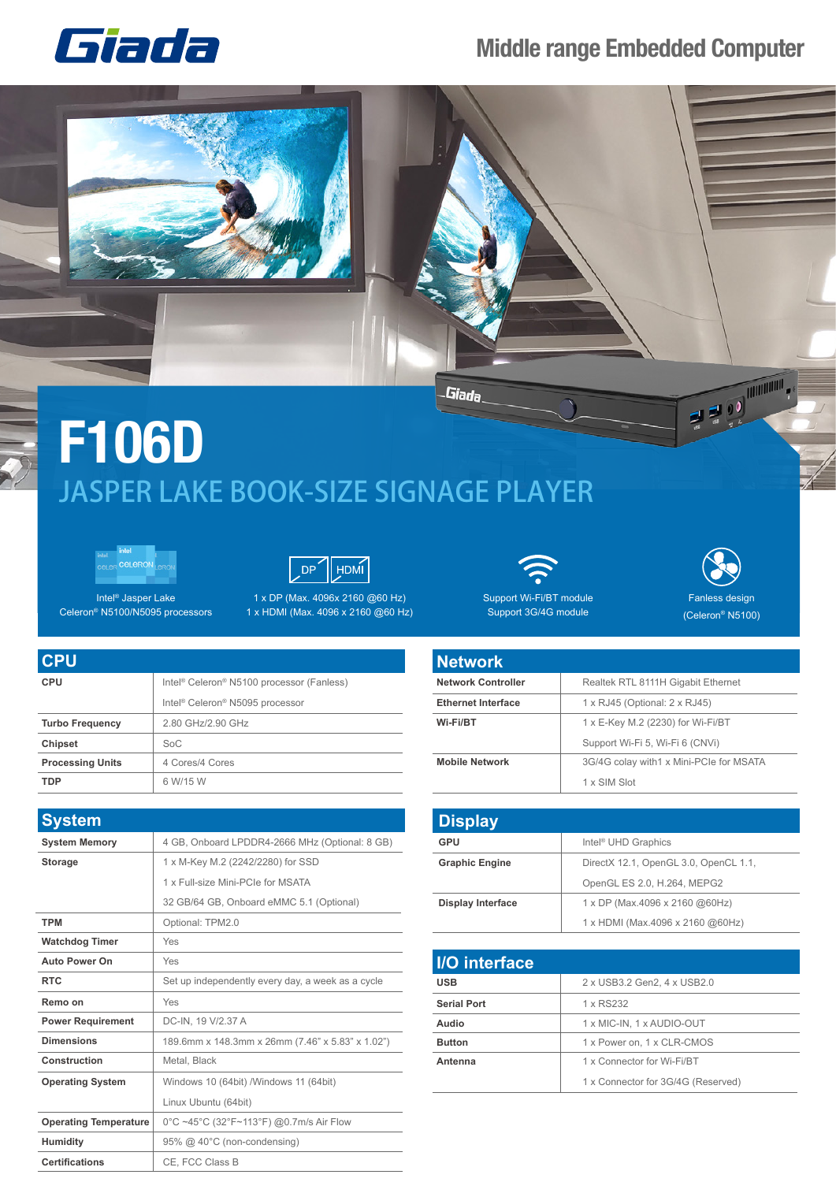Giada

Middle range Embedded Computer

# F106D

## JASPER LAKE BOOK-SIZE SIGNAGE PLAYER

Intel® Jasper Lake Celeron® N5100/N5095 processors

1 x DP (Max. 4096x 2160 @60 Hz)
1 x HDMI (Max. 4096 x 2160 @60 Hz)

Support Wi-Fi/BT module
Support 3G/4G module

Fanless design (Celeron® N5100)

## CPU

| CPU | |
|---|---|
| CPU | Intel® Celeron® N5100 processor (Fanless) |
| | Intel® Celeron® N5095 processor |
| Turbo Frequency | 2.80 GHz/2.90 GHz |
| Chipset | SoC |
| Processing Units | 4 Cores/4 Cores |
| TDP | 6 W/15 W |

## System

| System | |
|---|---|
| System Memory | 4 GB, Onboard LPDDR4-2666 MHz (Optional: 8 GB) |
| Storage | 1 x M-Key M.2 (2242/2280) for SSD |
| | 1 x Full-size Mini-PCIe for MSATA |
| | 32 GB/64 GB, Onboard eMMC 5.1 (Optional) |
| TPM | Optional: TPM2.0 |
| Watchdog Timer | Yes |
| Auto Power On | Yes |
| RTC | Set up independently every day, a week as a cycle |
| Remo on | Yes |
| Power Requirement | DC-IN, 19 V/2.37 A |
| Dimensions | 189.6mm x 148.3mm x 26mm (7.46" x 5.83" x 1.02") |
| Construction | Metal, Black |
| Operating System | Windows 10 (64bit) /Windows 11 (64bit) |
| | Linux Ubuntu (64bit) |
| Operating Temperature | 0°C ~45°C (32°F~113°F) @0.7m/s Air Flow |
| Humidity | 95% @ 40°C (non-condensing) |
| Certifications | CE, FCC Class B |

## Network

| Network | |
|---|---|
| Network Controller | Realtek RTL 8111H Gigabit Ethernet |
| Ethernet Interface | 1 x RJ45 (Optional: 2 x RJ45) |
| Wi-Fi/BT | 1 x E-Key M.2 (2230) for Wi-Fi/BT |
| | Support Wi-Fi 5, Wi-Fi 6 (CNVi) |
| Mobile Network | 3G/4G colay with1 x Mini-PCIe for MSATA |
| | 1 x SIM Slot |

## Display

| Display | |
|---|---|
| GPU | Intel® UHD Graphics |
| Graphic Engine | DirectX 12.1, OpenGL 3.0, OpenCL 1.1, |
| | OpenGL ES 2.0, H.264, MEPG2 |
| Display Interface | 1 x DP (Max.4096 x 2160 @60Hz) |
| | 1 x HDMI (Max.4096 x 2160 @60Hz) |

## I/O interface

| I/O interface | |
|---|---|
| USB | 2 x USB3.2 Gen2, 4 x USB2.0 |
| Serial Port | 1 x RS232 |
| Audio | 1 x MIC-IN, 1 x AUDIO-OUT |
| Button | 1 x Power on, 1 x CLR-CMOS |
| Antenna | 1 x Connector for Wi-Fi/BT |
| | 1 x Connector for 3G/4G (Reserved) |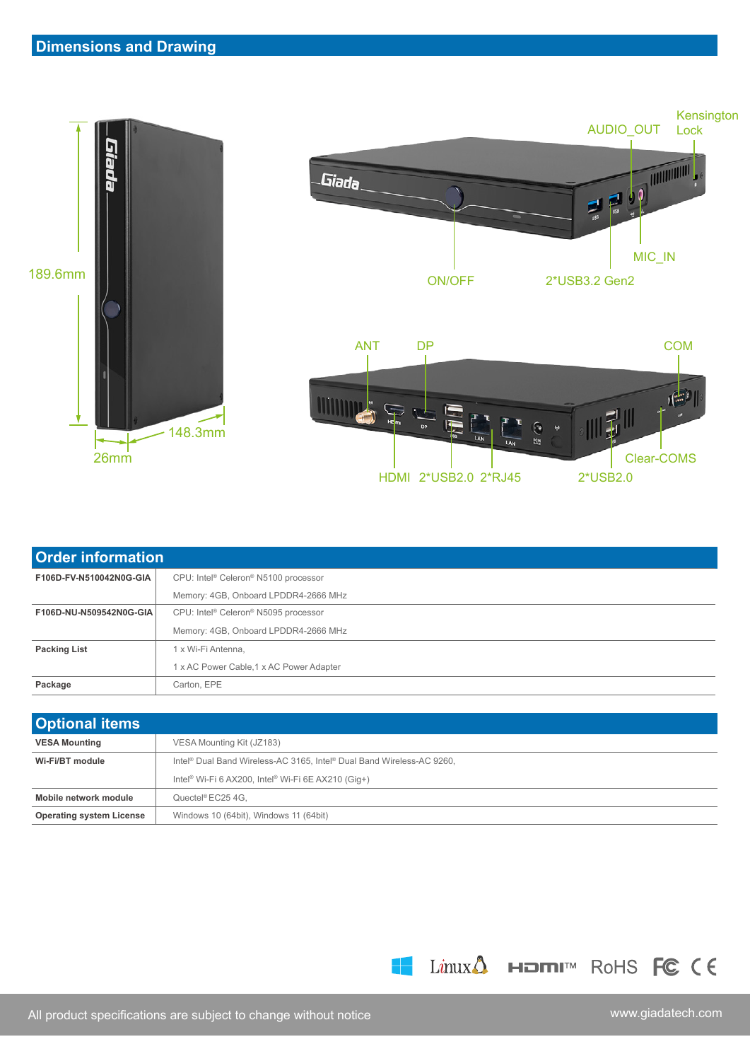## Dimensions and Drawing

189.6mm

148.3mm

26mm

AUDIO_OUT

Kensington Lock

MIC_IN

ON/OFF

2*USB3.2 Gen2

ANT

DP

COM

HDMI 2*USB2.0 2*RJ45

Clear-COMS

2*USB2.0

## Order information

| | |
|---|---|
| **F106D-FV-N510042N0G-GIA** | CPU: Intel® Celeron® N5100 processor<br>Memory: 4GB, Onboard LPDDR4-2666 MHz |
| **F106D-NU-N509542N0G-GIA** | CPU: Intel® Celeron® N5095 processor<br>Memory: 4GB, Onboard LPDDR4-2666 MHz |
| **Packing List** | 1 x Wi-Fi Antenna,<br>1 x AC Power Cable,1 x AC Power Adapter |
| **Package** | Carton, EPE |

## Optional items

| | |
|---|---|
| **VESA Mounting** | VESA Mounting Kit (JZ183) |
| **Wi-Fi/BT module** | Intel® Dual Band Wireless-AC 3165, Intel® Dual Band Wireless-AC 9260,<br>Intel® Wi-Fi 6 AX200, Intel® Wi-Fi 6E AX210 (Gig+) |
| **Mobile network module** | Quectel® EC25 4G, |
| **Operating system License** | Windows 10 (64bit), Windows 11 (64bit) |

Linux HDMI™ RoHS FC CE

All product specifications are subject to change without notice

www.giadatech.com